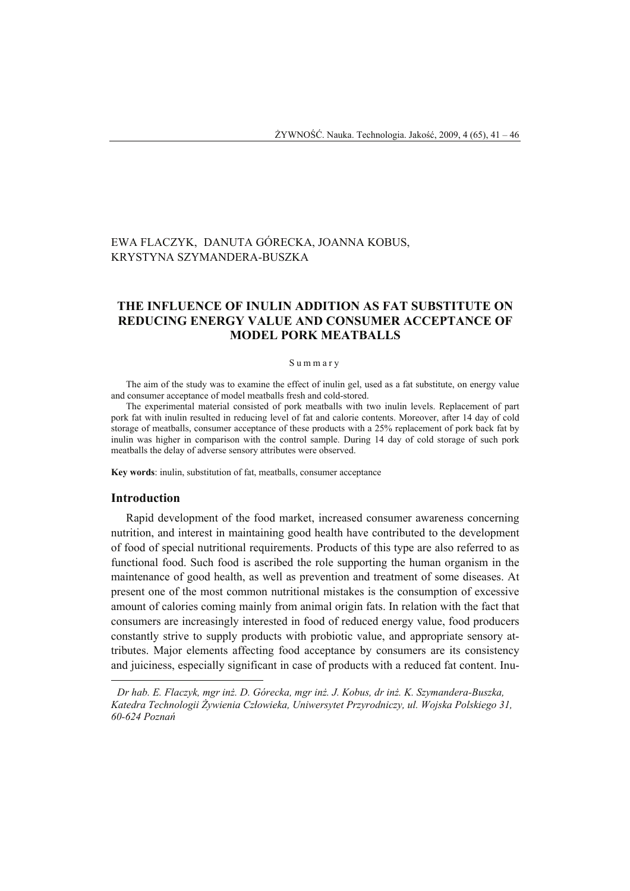EWA FLACZYK, DANUTA GÓRECKA, JOANNA KOBUS, KRYSTYNA SZYMANDERA-BUSZKA

# THE INFLUENCE OF INULIN ADDITION AS FAT SUBSTITUTE ON REDUCING ENERGY VALUE AND CONSUMER ACCEPTANCE OF MODEL PORK MEATBALLS

S u m m a r y

The aim of the study was to examine the effect of inulin gel, used as a fat substitute, on energy value and consumer acceptance of model meatballs fresh and cold-stored.

The experimental material consisted of pork meatballs with two inulin levels. Replacement of part pork fat with inulin resulted in reducing level of fat and calorie contents. Moreover, after 14 day of cold storage of meatballs, consumer acceptance of these products with a 25% replacement of pork back fat by inulin was higher in comparison with the control sample. During 14 day of cold storage of such pork meatballs the delay of adverse sensory attributes were observed.

**Key words**: inulin, substitution of fat, meatballs, consumer acceptance

## Introduction

Rapid development of the food market, increased consumer awareness concerning nutrition, and interest in maintaining good health have contributed to the development of food of special nutritional requirements. Products of this type are also referred to as functional food. Such food is ascribed the role supporting the human organism in the maintenance of good health, as well as prevention and treatment of some diseases. At present one of the most common nutritional mistakes is the consumption of excessive amount of calories coming mainly from animal origin fats. In relation with the fact that consumers are increasingly interested in food of reduced energy value, food producers constantly strive to supply products with probiotic value, and appropriate sensory attributes. Major elements affecting food acceptance by consumers are its consistency and juiciness, especially significant in case of products with a reduced fat content. Inu-

---

*Dr hab. E. Flaczyk, mgr inż. D. Górecka, mgr inż. J. Kobus, dr inż. K. Szymandera-Buszka, Katedra Technologii Żywienia Człowieka, Uniwersytet Przyrodniczy, ul. Wojska Polskiego 31, 60-624 Poznań*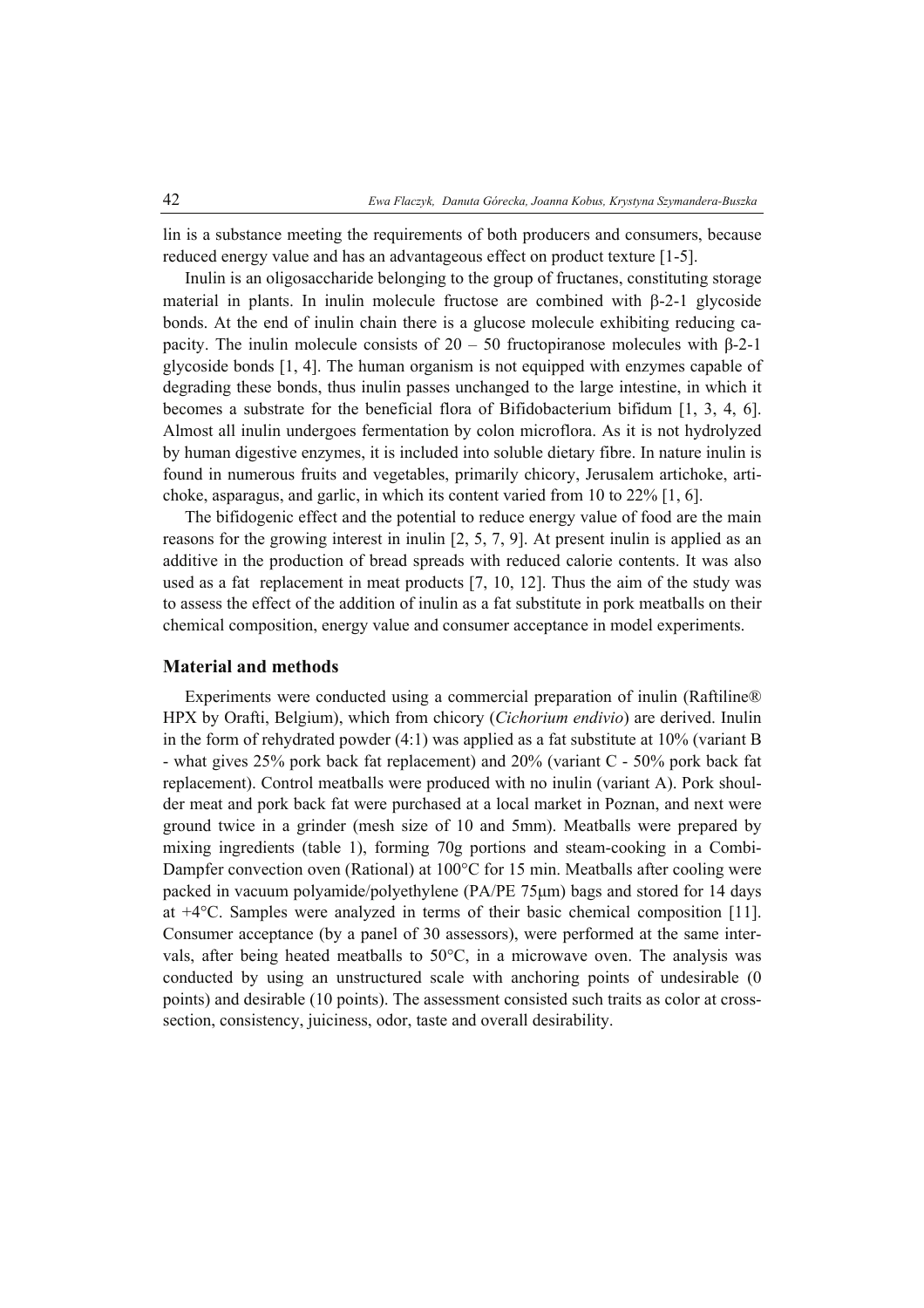lin is a substance meeting the requirements of both producers and consumers, because reduced energy value and has an advantageous effect on product texture [1-5].

Inulin is an oligosaccharide belonging to the group of fructanes, constituting storage material in plants. In inulin molecule fructose are combined with β-2-1 glycoside bonds. At the end of inulin chain there is a glucose molecule exhibiting reducing capacity. The inulin molecule consists of 20 – 50 fructopiranose molecules with β-2-1 glycoside bonds [1, 4]. The human organism is not equipped with enzymes capable of degrading these bonds, thus inulin passes unchanged to the large intestine, in which it becomes a substrate for the beneficial flora of Bifidobacterium bifidum [1, 3, 4, 6]. Almost all inulin undergoes fermentation by colon microflora. As it is not hydrolyzed by human digestive enzymes, it is included into soluble dietary fibre. In nature inulin is found in numerous fruits and vegetables, primarily chicory, Jerusalem artichoke, artichoke, asparagus, and garlic, in which its content varied from 10 to 22% [1, 6].

The bifidogenic effect and the potential to reduce energy value of food are the main reasons for the growing interest in inulin [2, 5, 7, 9]. At present inulin is applied as an additive in the production of bread spreads with reduced calorie contents. It was also used as a fat replacement in meat products [7, 10, 12]. Thus the aim of the study was to assess the effect of the addition of inulin as a fat substitute in pork meatballs on their chemical composition, energy value and consumer acceptance in model experiments.

## Material and methods

Experiments were conducted using a commercial preparation of inulin (Raftiline® HPX by Orafti, Belgium), which from chicory (*Cichorium endivio*) are derived. Inulin in the form of rehydrated powder (4:1) was applied as a fat substitute at 10% (variant B - what gives 25% pork back fat replacement) and 20% (variant C - 50% pork back fat replacement). Control meatballs were produced with no inulin (variant A). Pork shoulder meat and pork back fat were purchased at a local market in Poznan, and next were ground twice in a grinder (mesh size of 10 and 5mm). Meatballs were prepared by mixing ingredients (table 1), forming 70g portions and steam-cooking in a Combi-Dampfer convection oven (Rational) at 100°C for 15 min. Meatballs after cooling were packed in vacuum polyamide/polyethylene (PA/PE 75μm) bags and stored for 14 days at +4°C. Samples were analyzed in terms of their basic chemical composition [11]. Consumer acceptance (by a panel of 30 assessors), were performed at the same intervals, after being heated meatballs to 50°C, in a microwave oven. The analysis was conducted by using an unstructured scale with anchoring points of undesirable (0 points) and desirable (10 points). The assessment consisted such traits as color at cross-section, consistency, juiciness, odor, taste and overall desirability.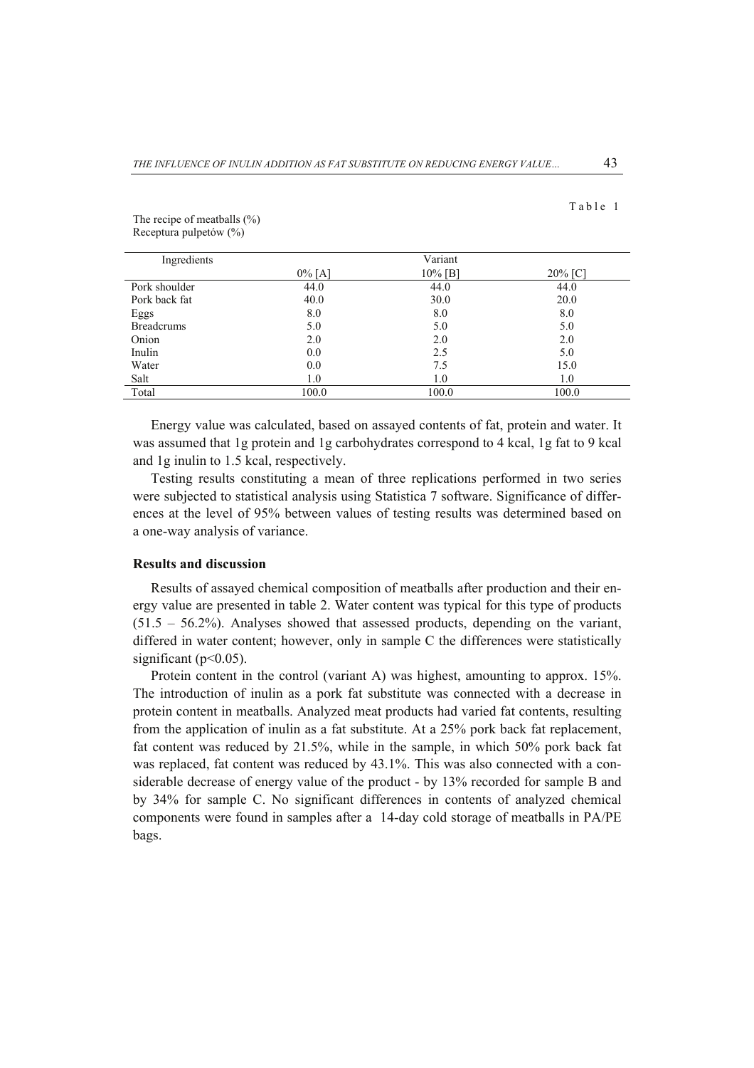Table 1

The recipe of meatballs (%)
Receptura pulpetów (%)

| Ingredients | Variant | | |
|---|---|---|---|
| | 0% [A] | 10% [B] | 20% [C] |
| Pork shoulder | 44.0 | 44.0 | 44.0 |
| Pork back fat | 40.0 | 30.0 | 20.0 |
| Eggs | 8.0 | 8.0 | 8.0 |
| Breadcrums | 5.0 | 5.0 | 5.0 |
| Onion | 2.0 | 2.0 | 2.0 |
| Inulin | 0.0 | 2.5 | 5.0 |
| Water | 0.0 | 7.5 | 15.0 |
| Salt | 1.0 | 1.0 | 1.0 |
| Total | 100.0 | 100.0 | 100.0 |

Energy value was calculated, based on assayed contents of fat, protein and water. It was assumed that 1g protein and 1g carbohydrates correspond to 4 kcal, 1g fat to 9 kcal and 1g inulin to 1.5 kcal, respectively.

Testing results constituting a mean of three replications performed in two series were subjected to statistical analysis using Statistica 7 software. Significance of differences at the level of 95% between values of testing results was determined based on a one-way analysis of variance.

## Results and discussion

Results of assayed chemical composition of meatballs after production and their energy value are presented in table 2. Water content was typical for this type of products (51.5 – 56.2%). Analyses showed that assessed products, depending on the variant, differed in water content; however, only in sample C the differences were statistically significant ($p<0.05$).

Protein content in the control (variant A) was highest, amounting to approx. 15%. The introduction of inulin as a pork fat substitute was connected with a decrease in protein content in meatballs. Analyzed meat products had varied fat contents, resulting from the application of inulin as a fat substitute. At a 25% pork back fat replacement, fat content was reduced by 21.5%, while in the sample, in which 50% pork back fat was replaced, fat content was reduced by 43.1%. This was also connected with a considerable decrease of energy value of the product - by 13% recorded for sample B and by 34% for sample C. No significant differences in contents of analyzed chemical components were found in samples after a 14-day cold storage of meatballs in PA/PE bags.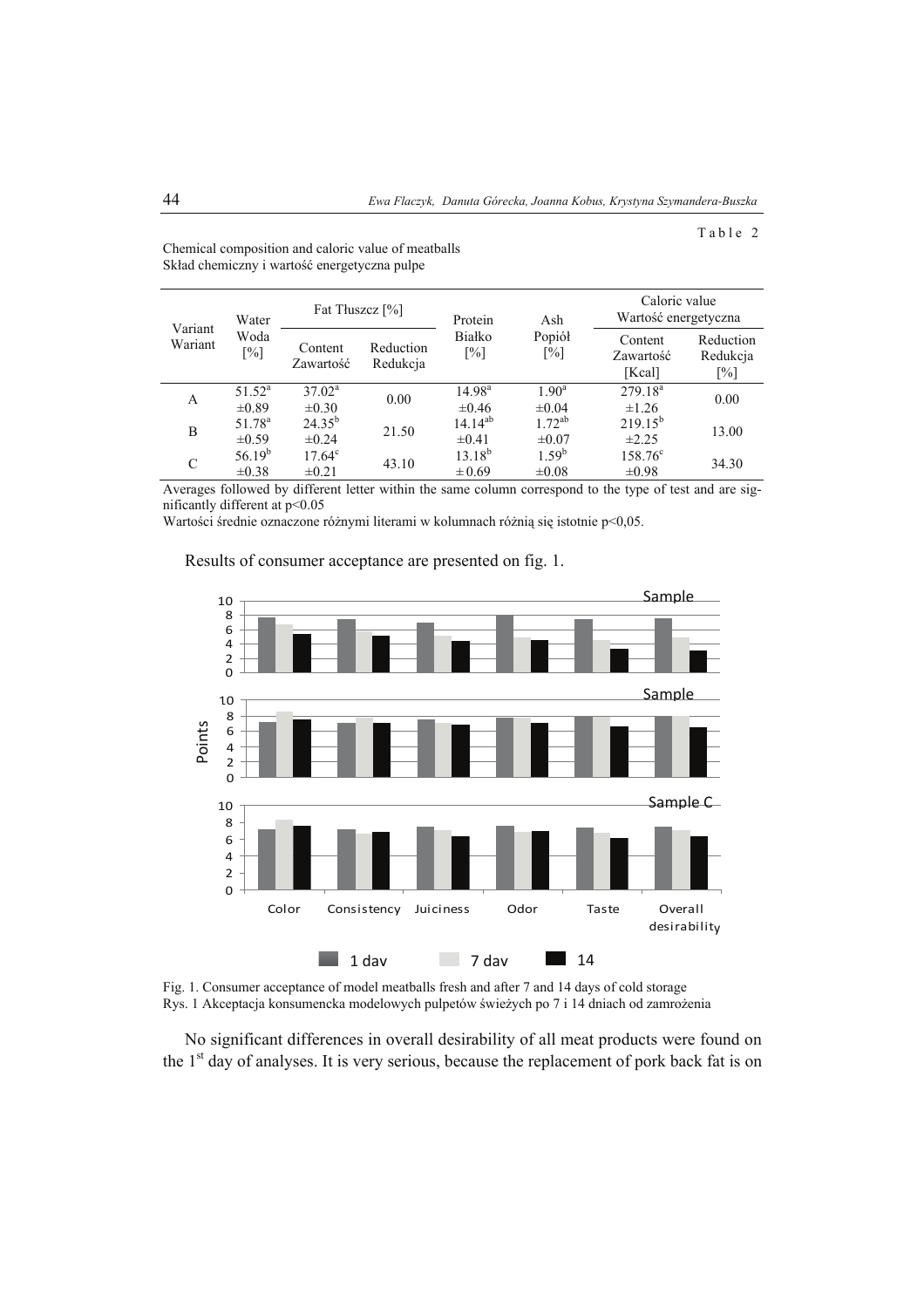Table 2

Chemical composition and caloric value of meatballs
Skład chemiczny i wartość energetyczna pulpe

| Variant Wariant | Water Woda [%] | Fat Tłuszcz [%] | | Protein Białko [%] | Ash Popiół [%] | Caloric value Wartość energetyczna | |
|---|---|---|---|---|---|---|---|
| | | Content Zawartość | Reduction Redukcja | | | Content Zawartość [Kcal] | Reduction Redukcja [%] |
| A | 51.52[a] ±0.89 | 37.02[a] ±0.30 | 0.00 | 14.98[a] ±0.46 | 1.90[a] ±0.04 | 279.18[a] ±1.26 | 0.00 |
| B | 51.78[a] ±0.59 | 24.35[b] ±0.24 | 21.50 | 14.14[ab] ±0.41 | 1.72[ab] ±0.07 | 219.15[b] ±2.25 | 13.00 |
| C | 56.19[b] ±0.38 | 17.64[c] ±0.21 | 43.10 | 13.18[b] ± 0.69 | 1.59[b] ±0.08 | 158.76[c] ±0.98 | 34.30 |

Averages followed by different letter within the same column correspond to the type of test and are significantly different at $p<0.05$

Wartości średnie oznaczone różnymi literami w kolumnach różnią się istotnie $p<0,05$.

Results of consumer acceptance are presented on fig. 1.

Fig. 1. Consumer acceptance of model meatballs fresh and after 7 and 14 days of cold storage
Rys. 1 Akceptacja konsumencka modelowych pulpetów świeżych po 7 i 14 dniach od zamrożenia

No significant differences in overall desirability of all meat products were found on the 1[st] day of analyses. It is very serious, because the replacement of pork back fat is on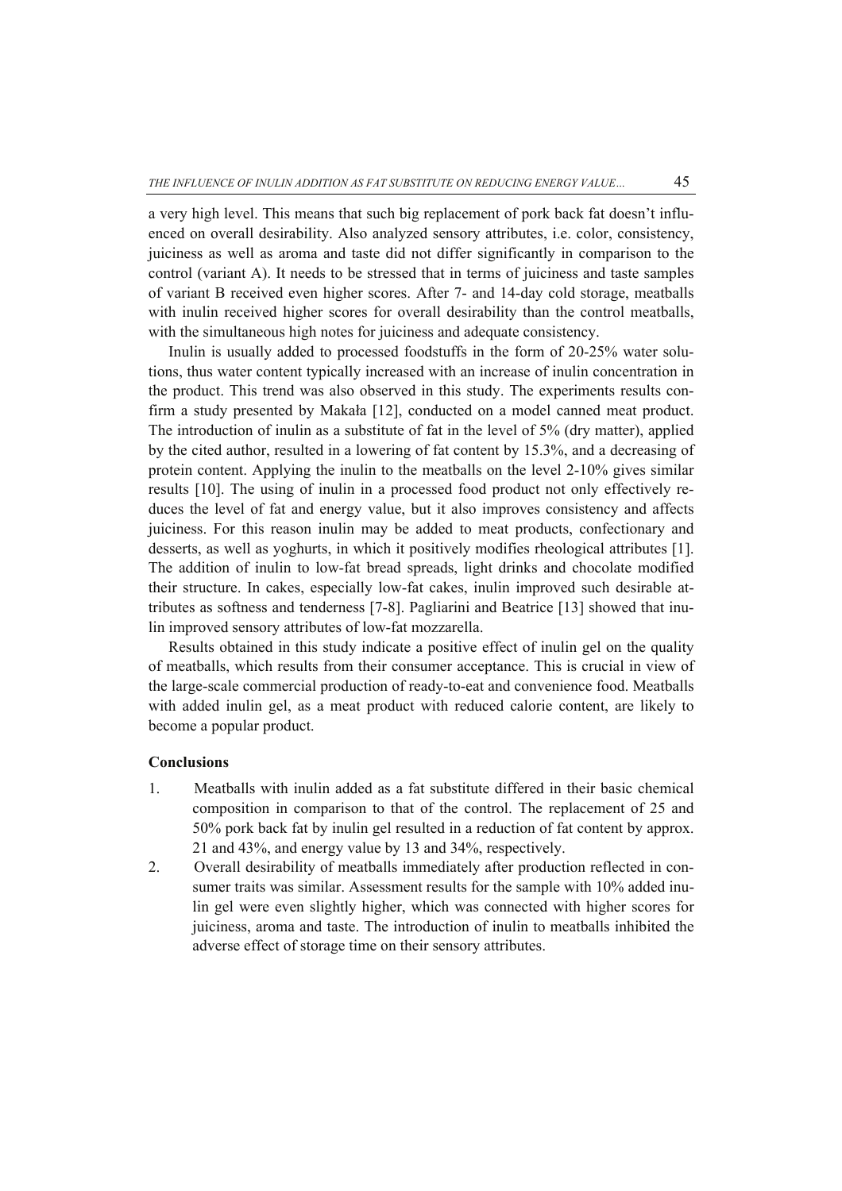a very high level. This means that such big replacement of pork back fat doesn't influenced on overall desirability. Also analyzed sensory attributes, i.e. color, consistency, juiciness as well as aroma and taste did not differ significantly in comparison to the control (variant A). It needs to be stressed that in terms of juiciness and taste samples of variant B received even higher scores. After 7- and 14-day cold storage, meatballs with inulin received higher scores for overall desirability than the control meatballs, with the simultaneous high notes for juiciness and adequate consistency.

Inulin is usually added to processed foodstuffs in the form of 20-25% water solutions, thus water content typically increased with an increase of inulin concentration in the product. This trend was also observed in this study. The experiments results confirm a study presented by Makała [12], conducted on a model canned meat product. The introduction of inulin as a substitute of fat in the level of 5% (dry matter), applied by the cited author, resulted in a lowering of fat content by 15.3%, and a decreasing of protein content. Applying the inulin to the meatballs on the level 2-10% gives similar results [10]. The using of inulin in a processed food product not only effectively reduces the level of fat and energy value, but it also improves consistency and affects juiciness. For this reason inulin may be added to meat products, confectionary and desserts, as well as yoghurts, in which it positively modifies rheological attributes [1]. The addition of inulin to low-fat bread spreads, light drinks and chocolate modified their structure. In cakes, especially low-fat cakes, inulin improved such desirable attributes as softness and tenderness [7-8]. Pagliarini and Beatrice [13] showed that inulin improved sensory attributes of low-fat mozzarella.

Results obtained in this study indicate a positive effect of inulin gel on the quality of meatballs, which results from their consumer acceptance. This is crucial in view of the large-scale commercial production of ready-to-eat and convenience food. Meatballs with added inulin gel, as a meat product with reduced calorie content, are likely to become a popular product.

**Conclusions**

1. Meatballs with inulin added as a fat substitute differed in their basic chemical composition in comparison to that of the control. The replacement of 25 and 50% pork back fat by inulin gel resulted in a reduction of fat content by approx. 21 and 43%, and energy value by 13 and 34%, respectively.
2. Overall desirability of meatballs immediately after production reflected in consumer traits was similar. Assessment results for the sample with 10% added inulin gel were even slightly higher, which was connected with higher scores for juiciness, aroma and taste. The introduction of inulin to meatballs inhibited the adverse effect of storage time on their sensory attributes.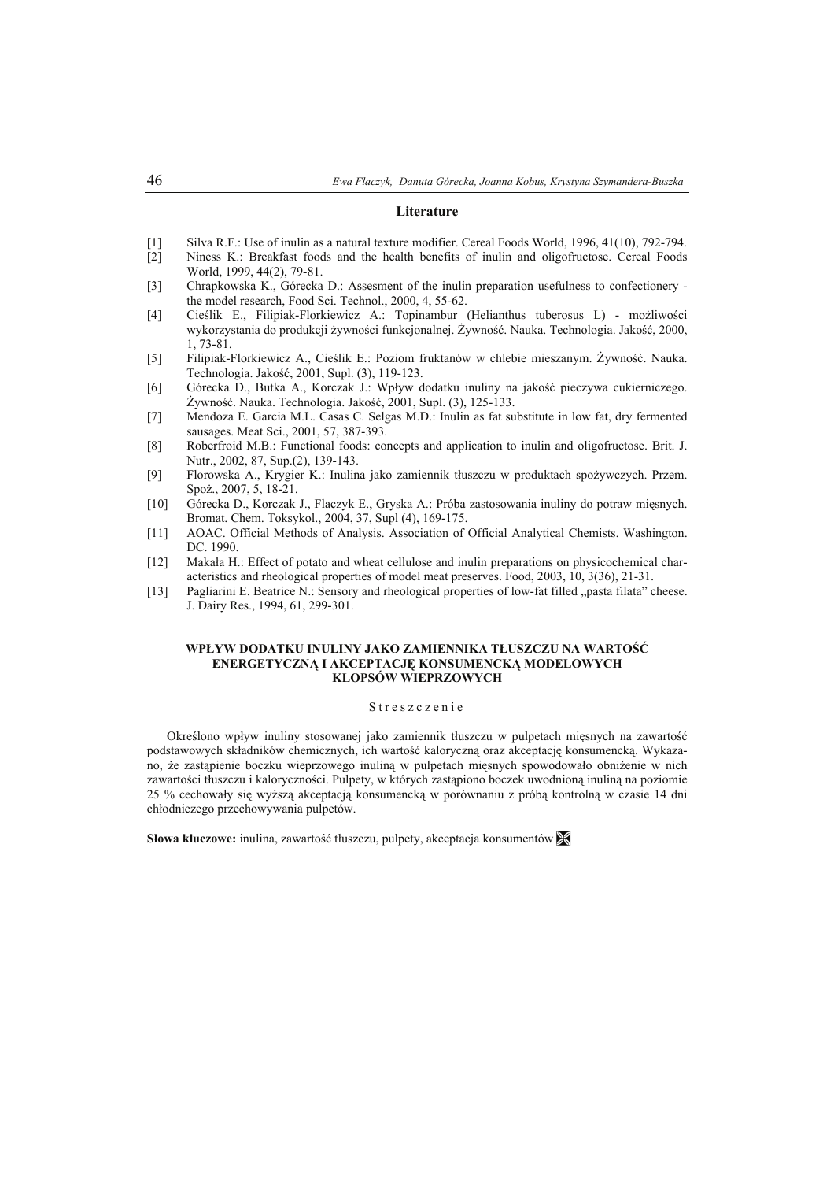## Literature

[1] Silva R.F.: Use of inulin as a natural texture modifier. Cereal Foods World, 1996, 41(10), 792-794.

[2] Niness K.: Breakfast foods and the health benefits of inulin and oligofructose. Cereal Foods World, 1999, 44(2), 79-81.

[3] Chrapkowska K., Górecka D.: Assesment of the inulin preparation usefulness to confectionery - the model research, Food Sci. Technol., 2000, 4, 55-62.

[4] Cieślik E., Filipiak-Florkiewicz A.: Topinambur (Helianthus tuberosus L) - możliwości wykorzystania do produkcji żywności funkcjonalnej. Żywność. Nauka. Technologia. Jakość, 2000, 1, 73-81.

[5] Filipiak-Florkiewicz A., Cieślik E.: Poziom fruktanów w chlebie mieszanym. Żywność. Nauka. Technologia. Jakość, 2001, Supl. (3), 119-123.

[6] Górecka D., Butka A., Korczak J.: Wpływ dodatku inuliny na jakość pieczywa cukierniczego. Żywność. Nauka. Technologia. Jakość, 2001, Supl. (3), 125-133.

[7] Mendoza E. Garcia M.L. Casas C. Selgas M.D.: Inulin as fat substitute in low fat, dry fermented sausages. Meat Sci., 2001, 57, 387-393.

[8] Roberfroid M.B.: Functional foods: concepts and application to inulin and oligofructose. Brit. J. Nutr., 2002, 87, Sup.(2), 139-143.

[9] Florowska A., Krygier K.: Inulina jako zamiennik tłuszczu w produktach spożywczych. Przem. Spoż., 2007, 5, 18-21.

[10] Górecka D., Korczak J., Flaczyk E., Gryska A.: Próba zastosowania inuliny do potraw mięsnych. Bromat. Chem. Toksykol., 2004, 37, Supl (4), 169-175.

[11] AOAC. Official Methods of Analysis. Association of Official Analytical Chemists. Washington. DC. 1990.

[12] Makała H.: Effect of potato and wheat cellulose and inulin preparations on physicochemical characteristics and rheological properties of model meat preserves. Food, 2003, 10, 3(36), 21-31.

[13] Pagliarini E. Beatrice N.: Sensory and rheological properties of low-fat filled „pasta filata" cheese. J. Dairy Res., 1994, 61, 299-301.

### WPŁYW DODATKU INULINY JAKO ZAMIENNIKA TŁUSZCZU NA WARTOŚĆ ENERGETYCZNĄ I AKCEPTACJĘ KONSUMENCKĄ MODELOWYCH KLOPSÓW WIEPRZOWYCH

Streszczenie

Określono wpływ inuliny stosowanej jako zamiennik tłuszczu w pulpetach mięsnych na zawartość podstawowych składników chemicznych, ich wartość kaloryczną oraz akceptację konsumencką. Wykazano, że zastąpienie boczku wieprzowego inuliną w pulpetach mięsnych spowodowało obniżenie w nich zawartości tłuszczu i kaloryczności. Pulpety, w których zastąpiono boczek uwodnioną inuliną na poziomie 25 % cechowały się wyższą akceptacją konsumencką w porównaniu z próbą kontrolną w czasie 14 dni chłodniczego przechowywania pulpetów.

**Słowa kluczowe:** inulina, zawartość tłuszczu, pulpety, akceptacja konsumentów